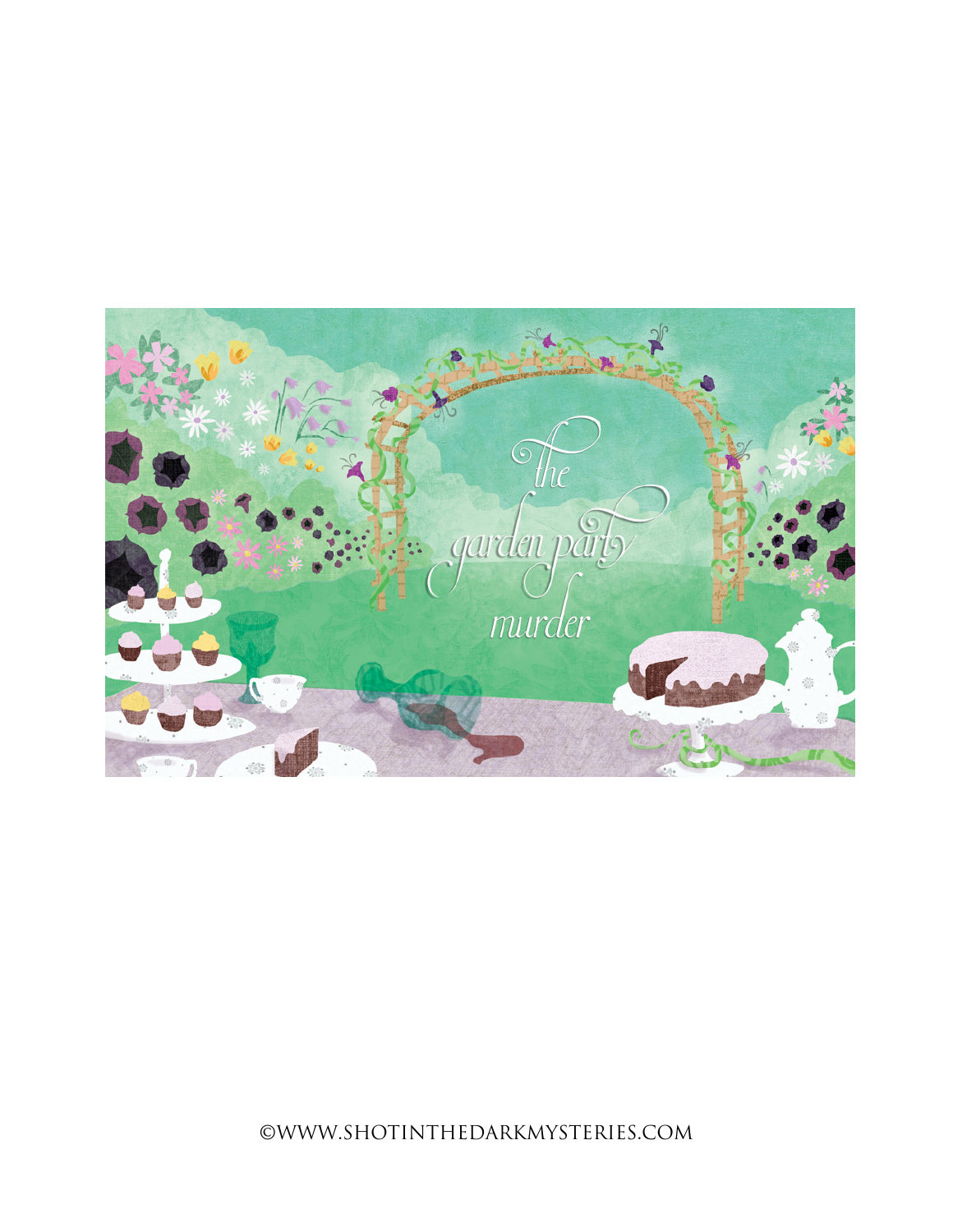# the garden party murder

©WWW.SHOTINTHEDARKMYSTERIES.COM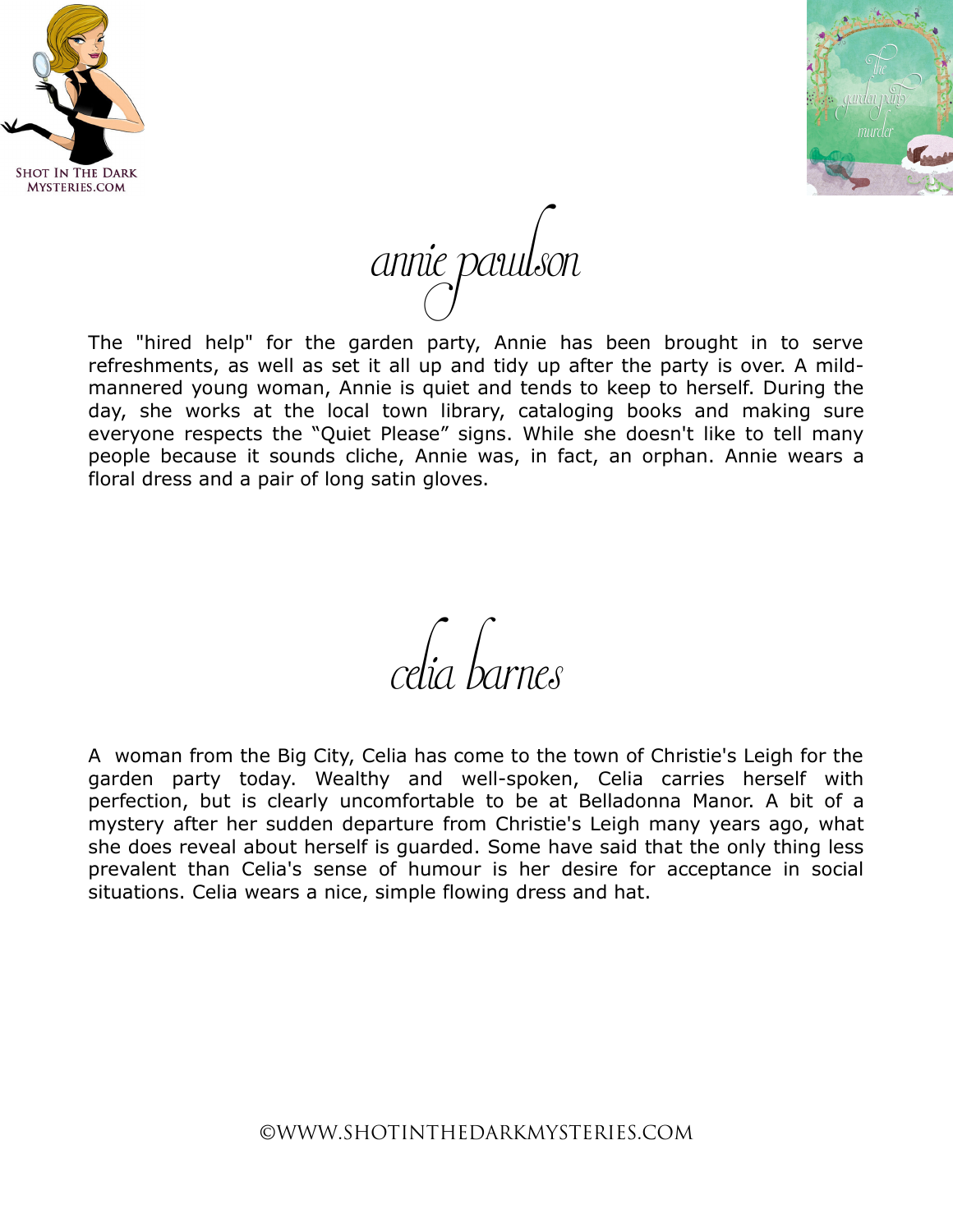## annie paulson

The "hired help" for the garden party, Annie has been brought in to serve refreshments, as well as set it all up and tidy up after the party is over. A mild-mannered young woman, Annie is quiet and tends to keep to herself. During the day, she works at the local town library, cataloging books and making sure everyone respects the “Quiet Please” signs. While she doesn't like to tell many people because it sounds cliche, Annie was, in fact, an orphan. Annie wears a floral dress and a pair of long satin gloves.

## celia barnes

A woman from the Big City, Celia has come to the town of Christie's Leigh for the garden party today. Wealthy and well-spoken, Celia carries herself with perfection, but is clearly uncomfortable to be at Belladonna Manor. A bit of a mystery after her sudden departure from Christie's Leigh many years ago, what she does reveal about herself is guarded. Some have said that the only thing less prevalent than Celia's sense of humour is her desire for acceptance in social situations. Celia wears a nice, simple flowing dress and hat.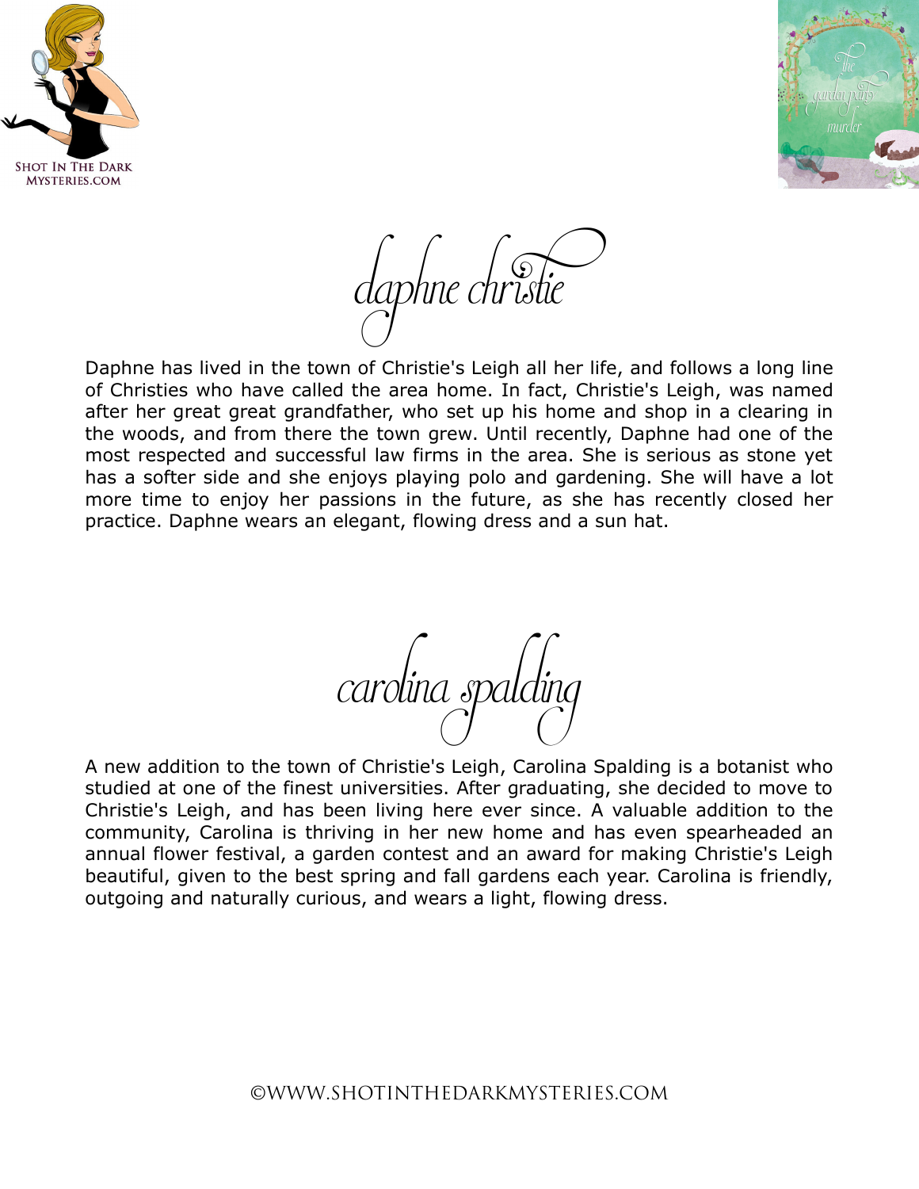## daphne christie

Daphne has lived in the town of Christie's Leigh all her life, and follows a long line of Christies who have called the area home. In fact, Christie's Leigh, was named after her great great grandfather, who set up his home and shop in a clearing in the woods, and from there the town grew. Until recently, Daphne had one of the most respected and successful law firms in the area. She is serious as stone yet has a softer side and she enjoys playing polo and gardening. She will have a lot more time to enjoy her passions in the future, as she has recently closed her practice. Daphne wears an elegant, flowing dress and a sun hat.

## carolina spalding

A new addition to the town of Christie's Leigh, Carolina Spalding is a botanist who studied at one of the finest universities. After graduating, she decided to move to Christie's Leigh, and has been living here ever since. A valuable addition to the community, Carolina is thriving in her new home and has even spearheaded an annual flower festival, a garden contest and an award for making Christie's Leigh beautiful, given to the best spring and fall gardens each year. Carolina is friendly, outgoing and naturally curious, and wears a light, flowing dress.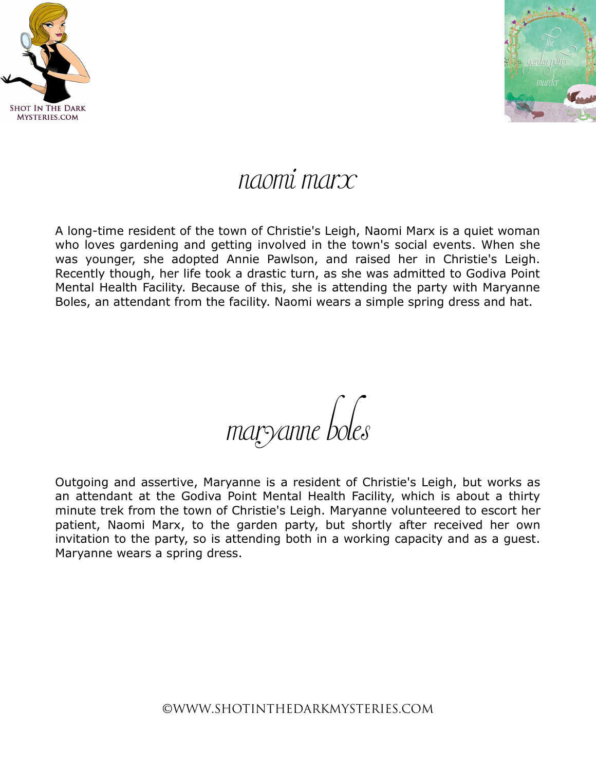# naomi marx

A long-time resident of the town of Christie's Leigh, Naomi Marx is a quiet woman who loves gardening and getting involved in the town's social events. When she was younger, she adopted Annie Pawlson, and raised her in Christie's Leigh. Recently though, her life took a drastic turn, as she was admitted to Godiva Point Mental Health Facility. Because of this, she is attending the party with Maryanne Boles, an attendant from the facility. Naomi wears a simple spring dress and hat.

# maryanne boles

Outgoing and assertive, Maryanne is a resident of Christie's Leigh, but works as an attendant at the Godiva Point Mental Health Facility, which is about a thirty minute trek from the town of Christie's Leigh. Maryanne volunteered to escort her patient, Naomi Marx, to the garden party, but shortly after received her own invitation to the party, so is attending both in a working capacity and as a guest. Maryanne wears a spring dress.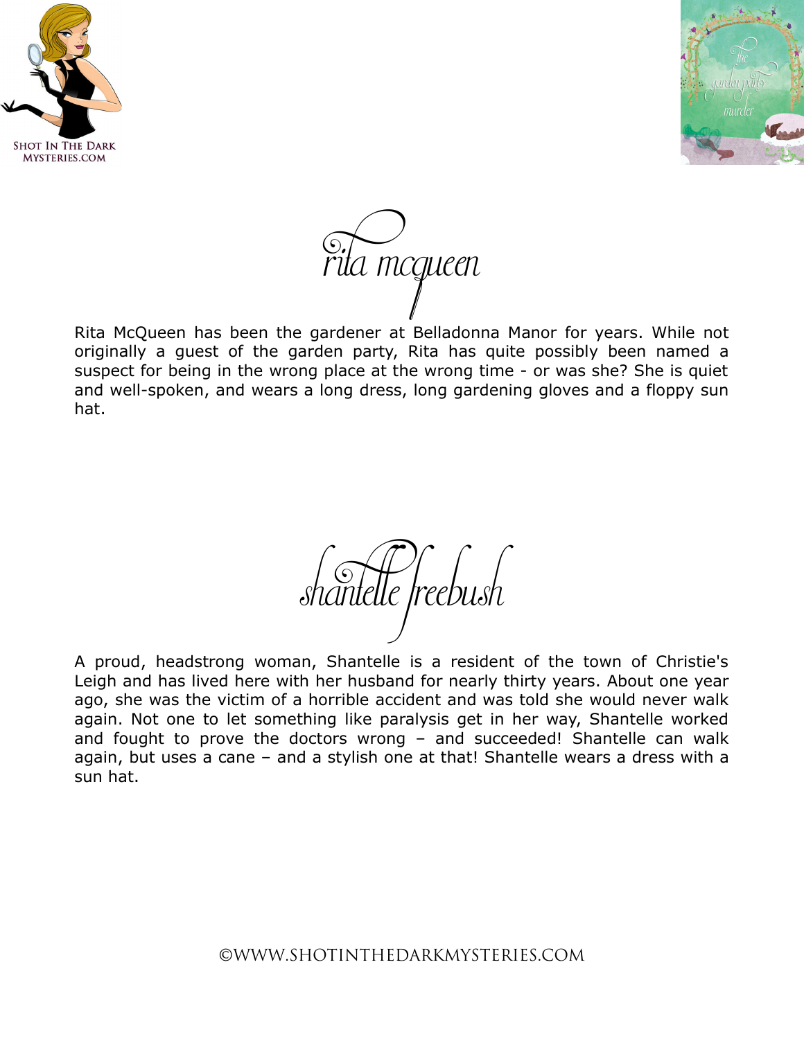# rita mcqueen

Rita McQueen has been the gardener at Belladonna Manor for years. While not originally a guest of the garden party, Rita has quite possibly been named a suspect for being in the wrong place at the wrong time - or was she? She is quiet and well-spoken, and wears a long dress, long gardening gloves and a floppy sun hat.

# shantelle freebush

A proud, headstrong woman, Shantelle is a resident of the town of Christie's Leigh and has lived here with her husband for nearly thirty years. About one year ago, she was the victim of a horrible accident and was told she would never walk again. Not one to let something like paralysis get in her way, Shantelle worked and fought to prove the doctors wrong – and succeeded! Shantelle can walk again, but uses a cane – and a stylish one at that! Shantelle wears a dress with a sun hat.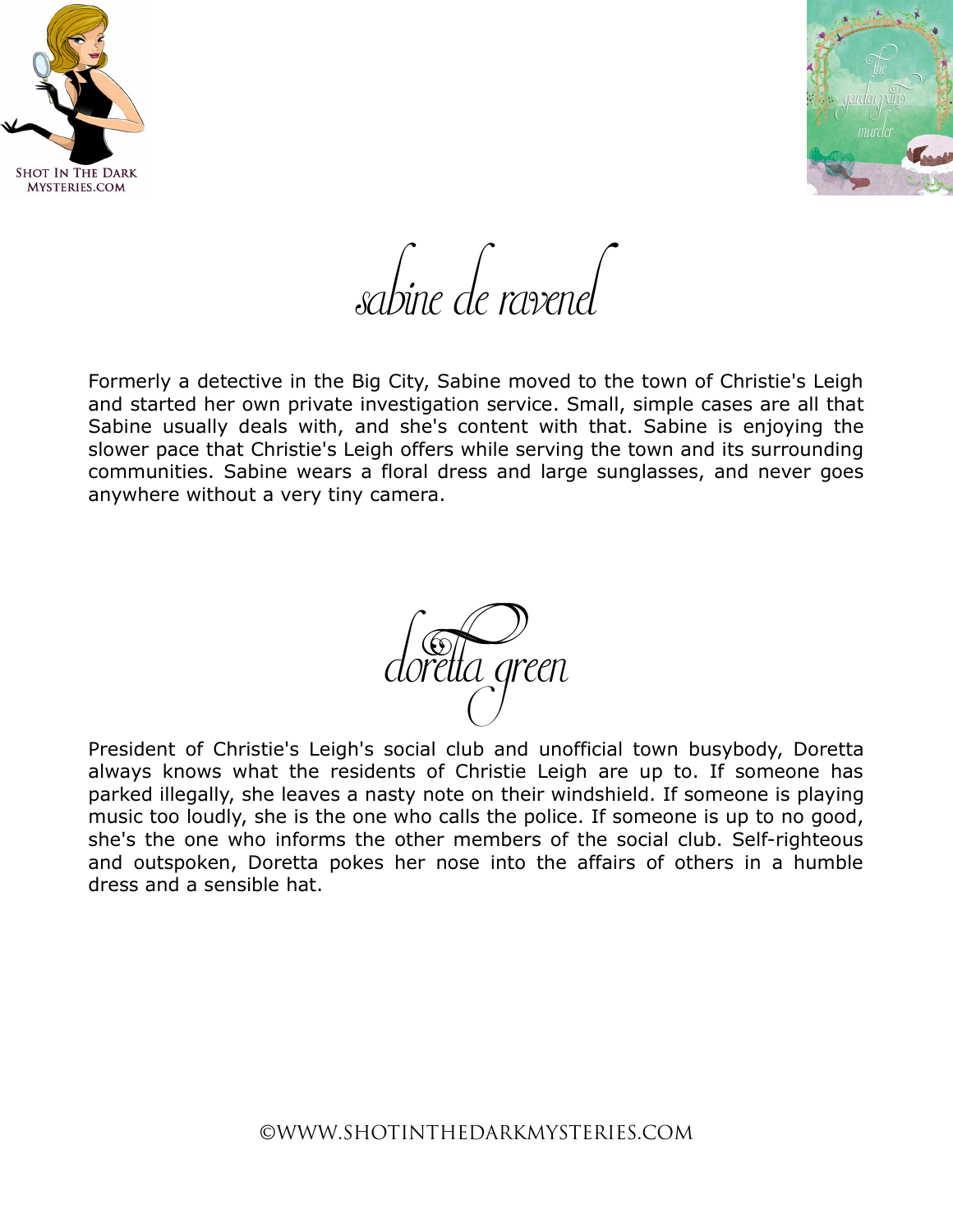# sabine de ravenel

Formerly a detective in the Big City, Sabine moved to the town of Christie's Leigh and started her own private investigation service. Small, simple cases are all that Sabine usually deals with, and she's content with that. Sabine is enjoying the slower pace that Christie's Leigh offers while serving the town and its surrounding communities. Sabine wears a floral dress and large sunglasses, and never goes anywhere without a very tiny camera.

# doretta green

President of Christie's Leigh's social club and unofficial town busybody, Doretta always knows what the residents of Christie Leigh are up to. If someone has parked illegally, she leaves a nasty note on their windshield. If someone is playing music too loudly, she is the one who calls the police. If someone is up to no good, she's the one who informs the other members of the social club. Self-righteous and outspoken, Doretta pokes her nose into the affairs of others in a humble dress and a sensible hat.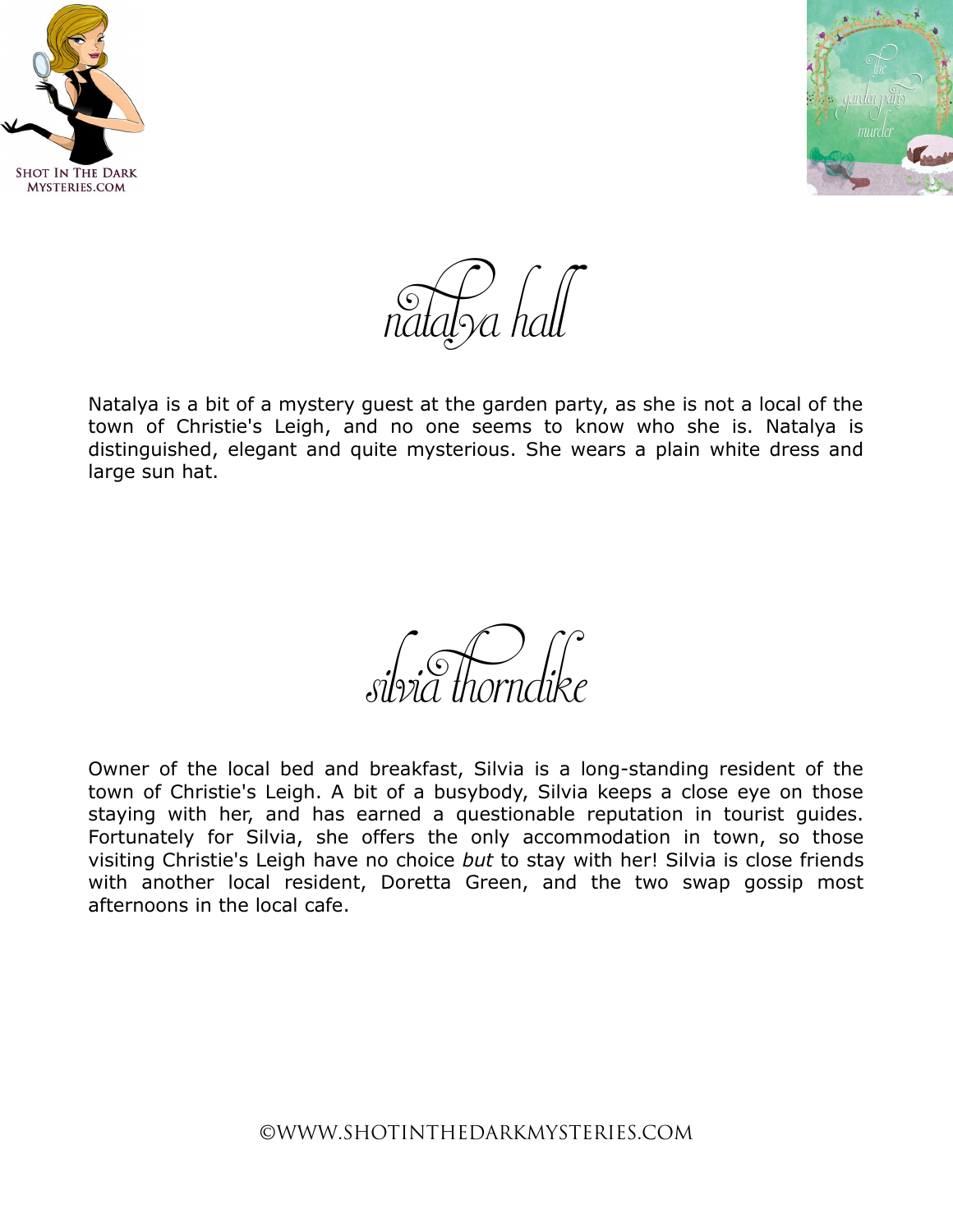## natalya hall

Natalya is a bit of a mystery guest at the garden party, as she is not a local of the town of Christie's Leigh, and no one seems to know who she is. Natalya is distinguished, elegant and quite mysterious. She wears a plain white dress and large sun hat.

## silvia thorndike

Owner of the local bed and breakfast, Silvia is a long-standing resident of the town of Christie's Leigh. A bit of a busybody, Silvia keeps a close eye on those staying with her, and has earned a questionable reputation in tourist guides. Fortunately for Silvia, she offers the only accommodation in town, so those visiting Christie's Leigh have no choice *but* to stay with her! Silvia is close friends with another local resident, Doretta Green, and the two swap gossip most afternoons in the local cafe.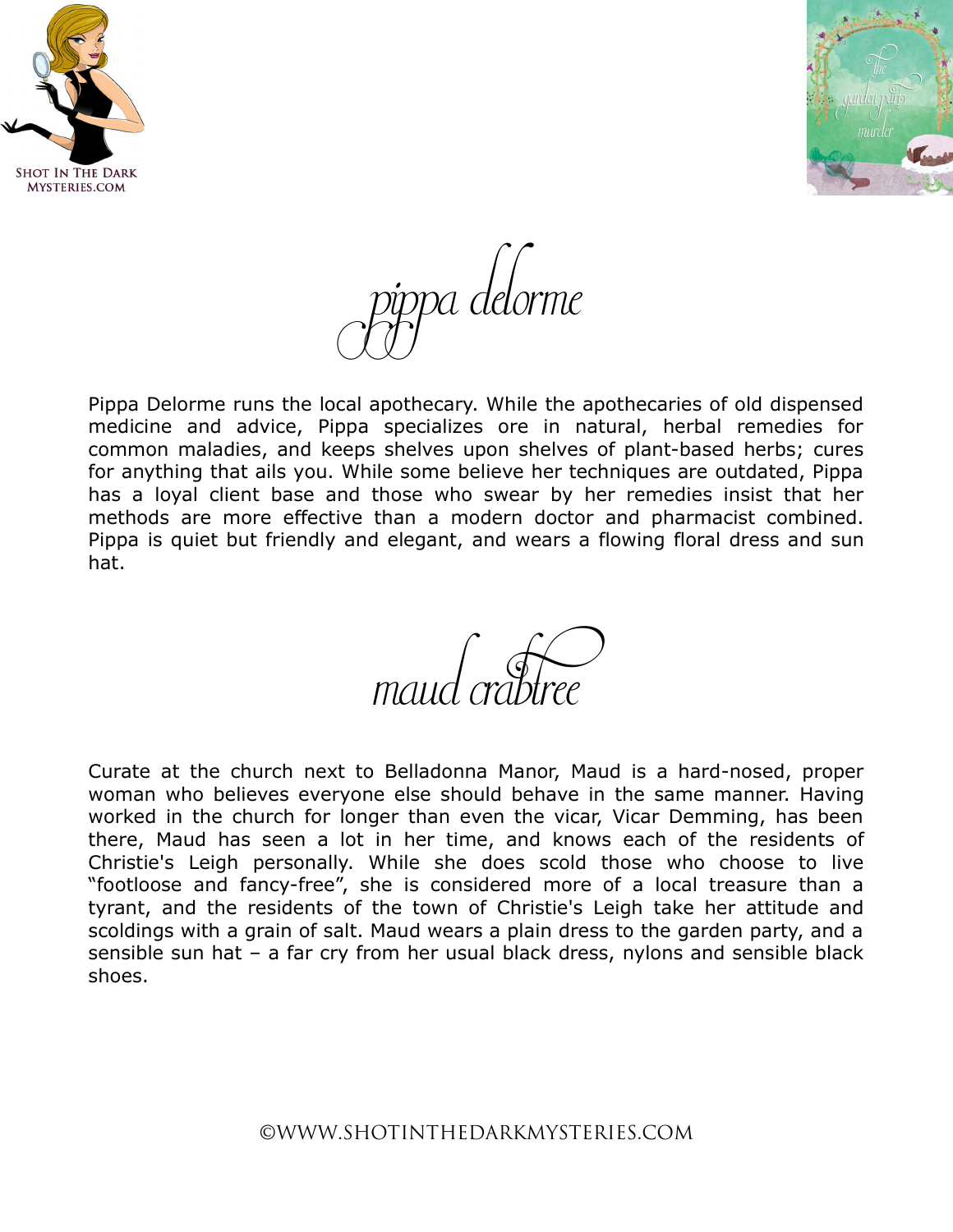# pippa delorme

Pippa Delorme runs the local apothecary. While the apothecaries of old dispensed medicine and advice, Pippa specializes ore in natural, herbal remedies for common maladies, and keeps shelves upon shelves of plant-based herbs; cures for anything that ails you. While some believe her techniques are outdated, Pippa has a loyal client base and those who swear by her remedies insist that her methods are more effective than a modern doctor and pharmacist combined. Pippa is quiet but friendly and elegant, and wears a flowing floral dress and sun hat.

# maud crabtree

Curate at the church next to Belladonna Manor, Maud is a hard-nosed, proper woman who believes everyone else should behave in the same manner. Having worked in the church for longer than even the vicar, Vicar Demming, has been there, Maud has seen a lot in her time, and knows each of the residents of Christie's Leigh personally. While she does scold those who choose to live "footloose and fancy-free", she is considered more of a local treasure than a tyrant, and the residents of the town of Christie's Leigh take her attitude and scoldings with a grain of salt. Maud wears a plain dress to the garden party, and a sensible sun hat – a far cry from her usual black dress, nylons and sensible black shoes.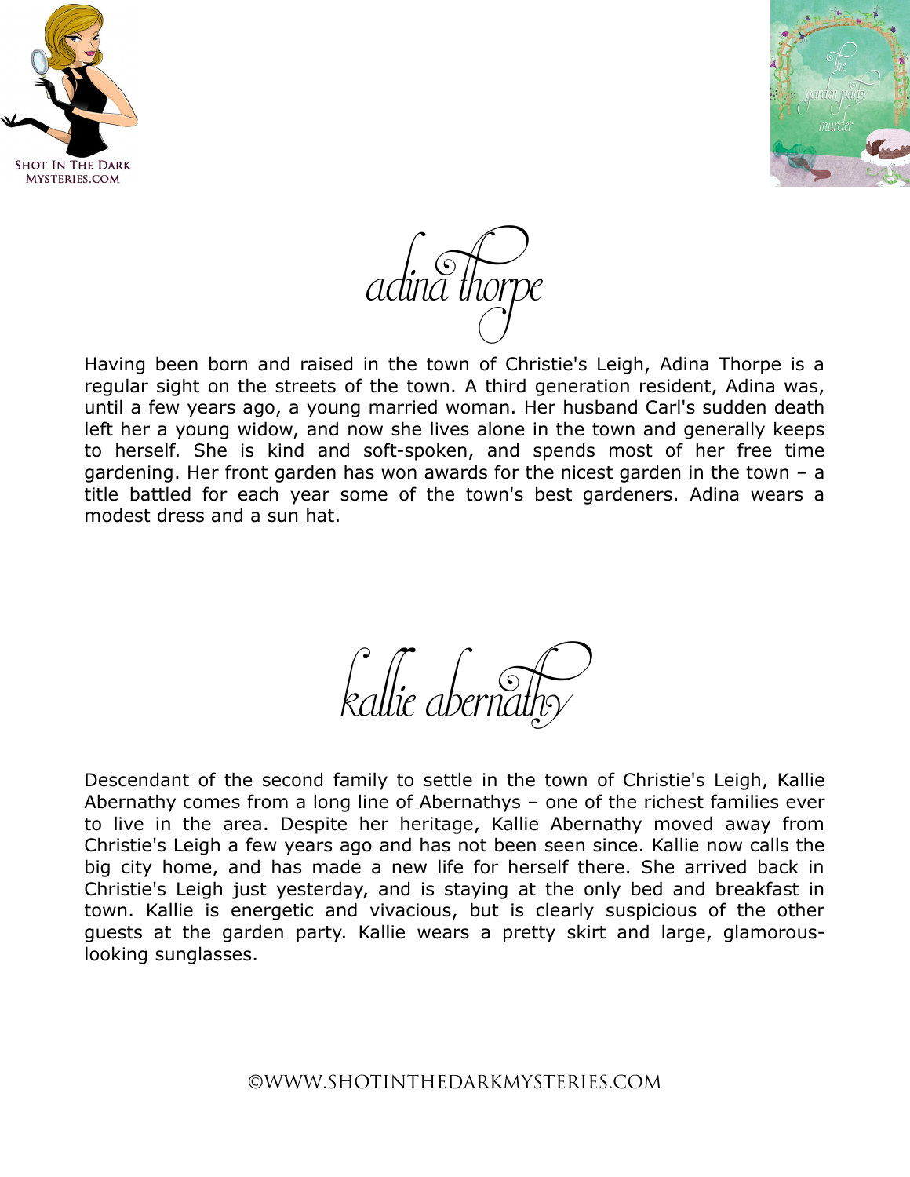## adina thorpe

Having been born and raised in the town of Christie's Leigh, Adina Thorpe is a regular sight on the streets of the town. A third generation resident, Adina was, until a few years ago, a young married woman. Her husband Carl's sudden death left her a young widow, and now she lives alone in the town and generally keeps to herself. She is kind and soft-spoken, and spends most of her free time gardening. Her front garden has won awards for the nicest garden in the town – a title battled for each year some of the town's best gardeners. Adina wears a modest dress and a sun hat.

## kallie abernathy

Descendant of the second family to settle in the town of Christie's Leigh, Kallie Abernathy comes from a long line of Abernathys – one of the richest families ever to live in the area. Despite her heritage, Kallie Abernathy moved away from Christie's Leigh a few years ago and has not been seen since. Kallie now calls the big city home, and has made a new life for herself there. She arrived back in Christie's Leigh just yesterday, and is staying at the only bed and breakfast in town. Kallie is energetic and vivacious, but is clearly suspicious of the other guests at the garden party. Kallie wears a pretty skirt and large, glamorous-looking sunglasses.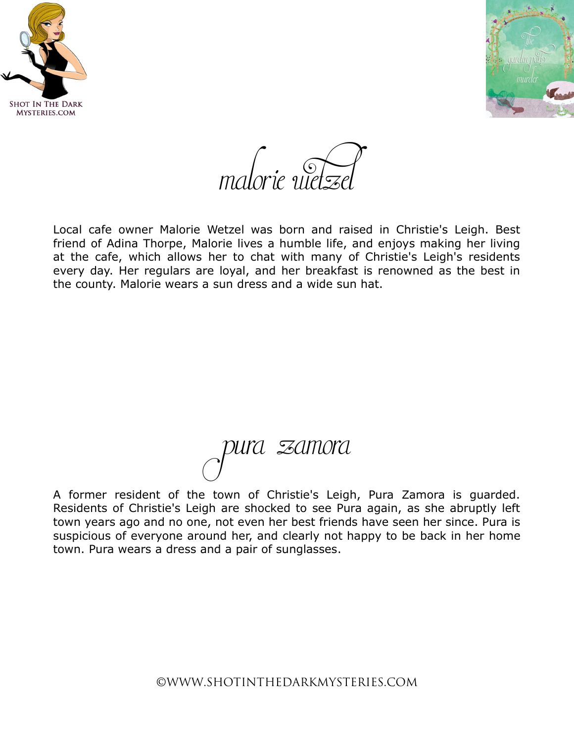## malorie wetzel

Local cafe owner Malorie Wetzel was born and raised in Christie's Leigh. Best friend of Adina Thorpe, Malorie lives a humble life, and enjoys making her living at the cafe, which allows her to chat with many of Christie's Leigh's residents every day. Her regulars are loyal, and her breakfast is renowned as the best in the county. Malorie wears a sun dress and a wide sun hat.

## pura zamora

A former resident of the town of Christie's Leigh, Pura Zamora is guarded. Residents of Christie's Leigh are shocked to see Pura again, as she abruptly left town years ago and no one, not even her best friends have seen her since. Pura is suspicious of everyone around her, and clearly not happy to be back in her home town. Pura wears a dress and a pair of sunglasses.